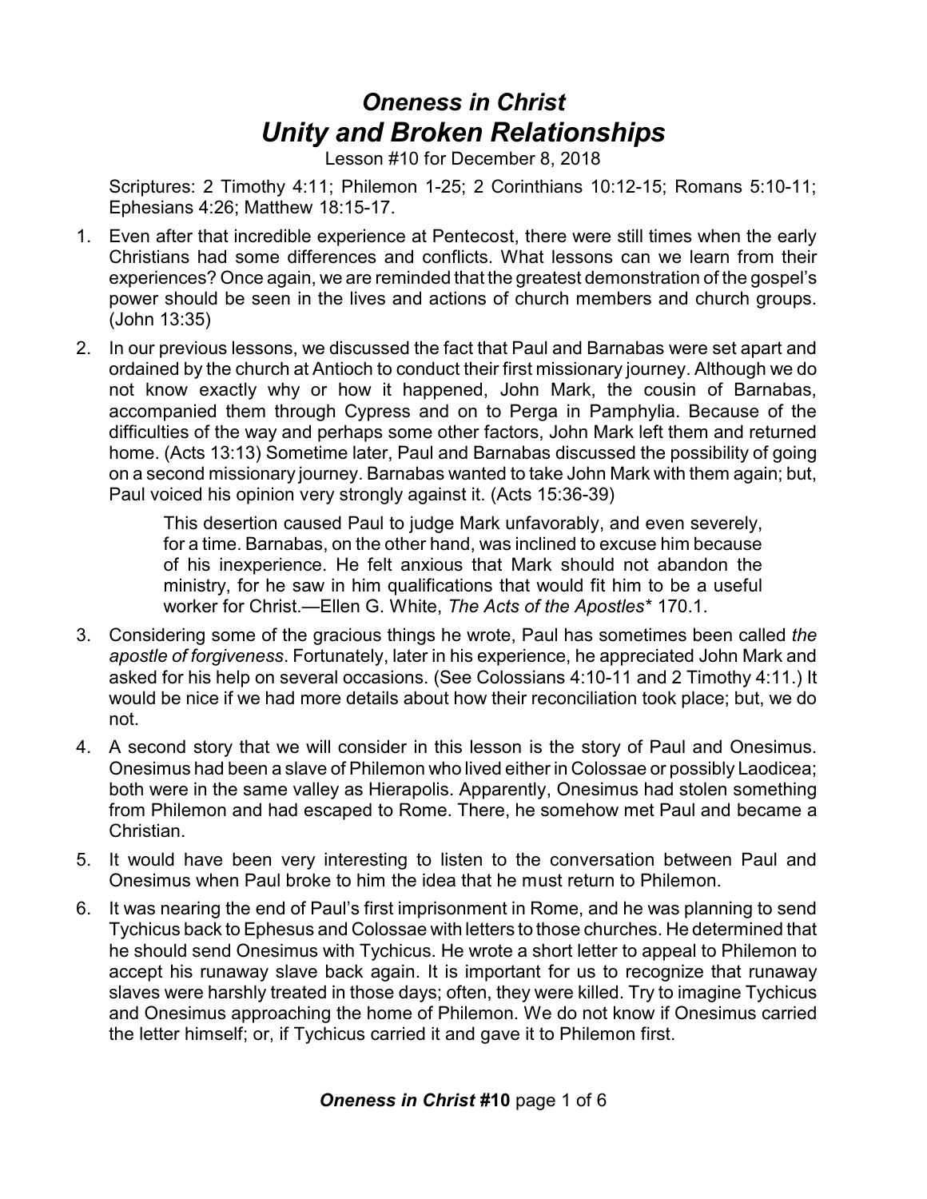# *Oneness in Christ*
# *Unity and Broken Relationships*

Lesson #10 for December 8, 2018

Scriptures: 2 Timothy 4:11; Philemon 1-25; 2 Corinthians 10:12-15; Romans 5:10-11; Ephesians 4:26; Matthew 18:15-17.

1. Even after that incredible experience at Pentecost, there were still times when the early Christians had some differences and conflicts. What lessons can we learn from their experiences? Once again, we are reminded that the greatest demonstration of the gospel's power should be seen in the lives and actions of church members and church groups. (John 13:35)

2. In our previous lessons, we discussed the fact that Paul and Barnabas were set apart and ordained by the church at Antioch to conduct their first missionary journey. Although we do not know exactly why or how it happened, John Mark, the cousin of Barnabas, accompanied them through Cypress and on to Perga in Pamphylia. Because of the difficulties of the way and perhaps some other factors, John Mark left them and returned home. (Acts 13:13) Sometime later, Paul and Barnabas discussed the possibility of going on a second missionary journey. Barnabas wanted to take John Mark with them again; but, Paul voiced his opinion very strongly against it. (Acts 15:36-39)

   > This desertion caused Paul to judge Mark unfavorably, and even severely, for a time. Barnabas, on the other hand, was inclined to excuse him because of his inexperience. He felt anxious that Mark should not abandon the ministry, for he saw in him qualifications that would fit him to be a useful worker for Christ.—Ellen G. White, *The Acts of the Apostles*\* 170.1.

3. Considering some of the gracious things he wrote, Paul has sometimes been called *the apostle of forgiveness*. Fortunately, later in his experience, he appreciated John Mark and asked for his help on several occasions. (See Colossians 4:10-11 and 2 Timothy 4:11.) It would be nice if we had more details about how their reconciliation took place; but, we do not.

4. A second story that we will consider in this lesson is the story of Paul and Onesimus. Onesimus had been a slave of Philemon who lived either in Colossae or possibly Laodicea; both were in the same valley as Hierapolis. Apparently, Onesimus had stolen something from Philemon and had escaped to Rome. There, he somehow met Paul and became a Christian.

5. It would have been very interesting to listen to the conversation between Paul and Onesimus when Paul broke to him the idea that he must return to Philemon.

6. It was nearing the end of Paul's first imprisonment in Rome, and he was planning to send Tychicus back to Ephesus and Colossae with letters to those churches. He determined that he should send Onesimus with Tychicus. He wrote a short letter to appeal to Philemon to accept his runaway slave back again. It is important for us to recognize that runaway slaves were harshly treated in those days; often, they were killed. Try to imagine Tychicus and Onesimus approaching the home of Philemon. We do not know if Onesimus carried the letter himself; or, if Tychicus carried it and gave it to Philemon first.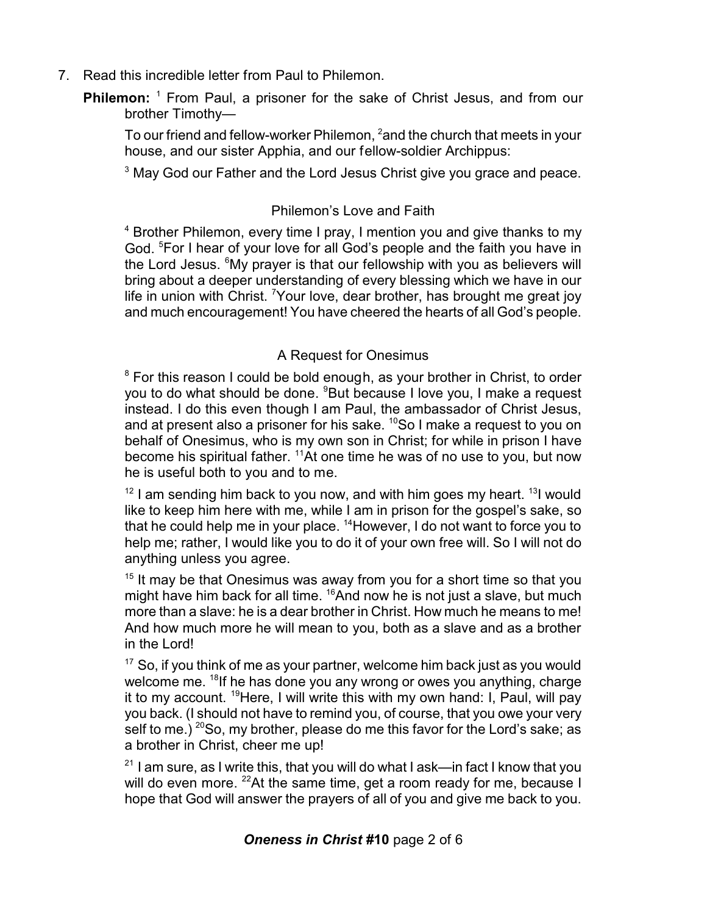7. Read this incredible letter from Paul to Philemon.

**Philemon:** [1] From Paul, a prisoner for the sake of Christ Jesus, and from our brother Timothy—

To our friend and fellow-worker Philemon, [2]and the church that meets in your house, and our sister Apphia, and our fellow-soldier Archippus:

[3] May God our Father and the Lord Jesus Christ give you grace and peace.

### Philemon's Love and Faith

[4] Brother Philemon, every time I pray, I mention you and give thanks to my God. [5]For I hear of your love for all God's people and the faith you have in the Lord Jesus. [6]My prayer is that our fellowship with you as believers will bring about a deeper understanding of every blessing which we have in our life in union with Christ. [7]Your love, dear brother, has brought me great joy and much encouragement! You have cheered the hearts of all God's people.

### A Request for Onesimus

[8] For this reason I could be bold enough, as your brother in Christ, to order you to do what should be done. [9]But because I love you, I make a request instead. I do this even though I am Paul, the ambassador of Christ Jesus, and at present also a prisoner for his sake. [10]So I make a request to you on behalf of Onesimus, who is my own son in Christ; for while in prison I have become his spiritual father. [11]At one time he was of no use to you, but now he is useful both to you and to me.

[12] I am sending him back to you now, and with him goes my heart. [13]I would like to keep him here with me, while I am in prison for the gospel's sake, so that he could help me in your place. [14]However, I do not want to force you to help me; rather, I would like you to do it of your own free will. So I will not do anything unless you agree.

[15] It may be that Onesimus was away from you for a short time so that you might have him back for all time. [16]And now he is not just a slave, but much more than a slave: he is a dear brother in Christ. How much he means to me! And how much more he will mean to you, both as a slave and as a brother in the Lord!

[17] So, if you think of me as your partner, welcome him back just as you would welcome me. [18]If he has done you any wrong or owes you anything, charge it to my account. [19]Here, I will write this with my own hand: I, Paul, will pay you back. (I should not have to remind you, of course, that you owe your very self to me.) [20]So, my brother, please do me this favor for the Lord's sake; as a brother in Christ, cheer me up!

[21] I am sure, as I write this, that you will do what I ask—in fact I know that you will do even more. [22]At the same time, get a room ready for me, because I hope that God will answer the prayers of all of you and give me back to you.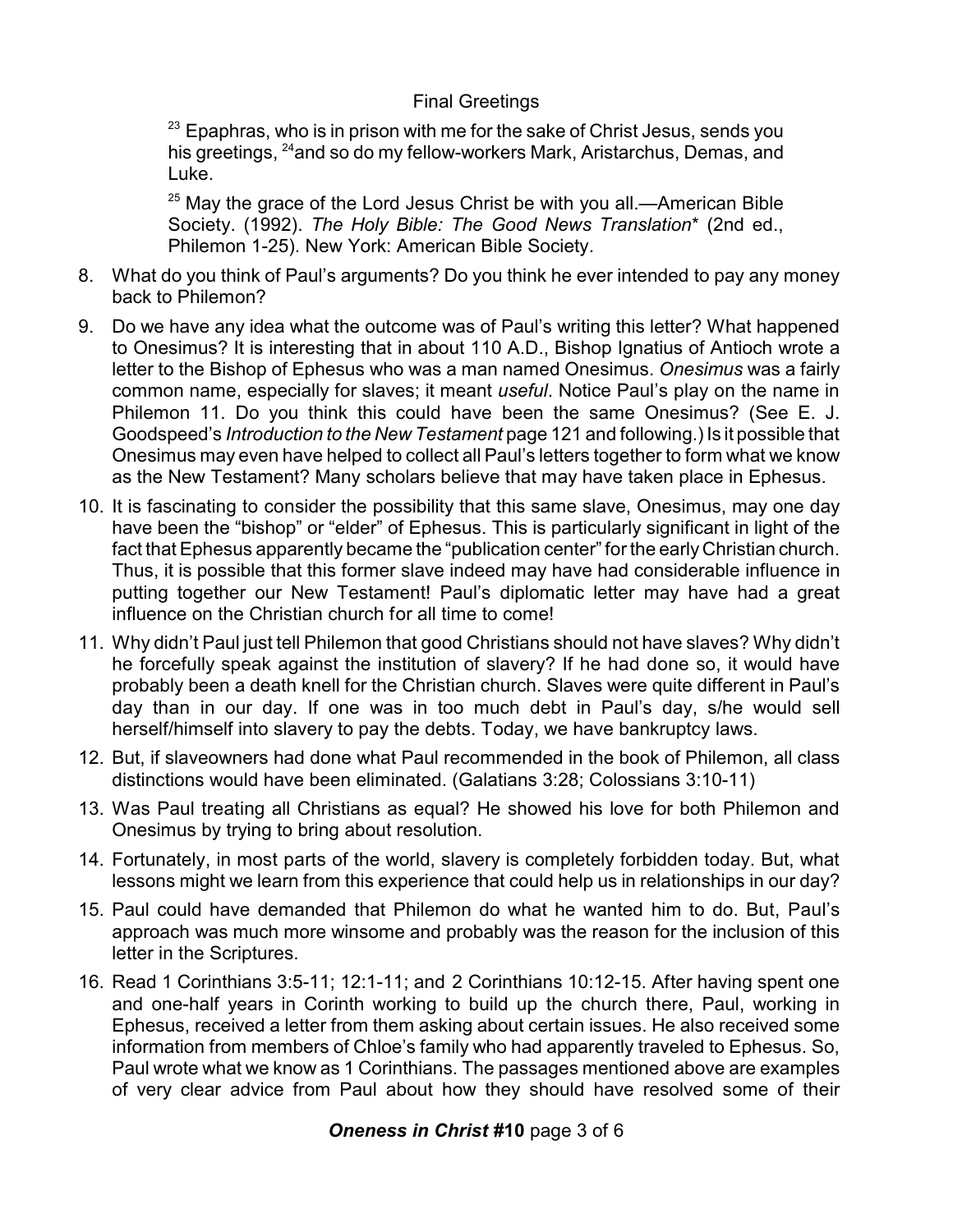Final Greetings

[23] Epaphras, who is in prison with me for the sake of Christ Jesus, sends you his greetings, [24]and so do my fellow-workers Mark, Aristarchus, Demas, and Luke.

[25] May the grace of the Lord Jesus Christ be with you all.—American Bible Society. (1992). *The Holy Bible: The Good News Translation** (2nd ed., Philemon 1-25). New York: American Bible Society.

8. What do you think of Paul's arguments? Do you think he ever intended to pay any money back to Philemon?
9. Do we have any idea what the outcome was of Paul's writing this letter? What happened to Onesimus? It is interesting that in about 110 A.D., Bishop Ignatius of Antioch wrote a letter to the Bishop of Ephesus who was a man named Onesimus. *Onesimus* was a fairly common name, especially for slaves; it meant *useful*. Notice Paul's play on the name in Philemon 11. Do you think this could have been the same Onesimus? (See E. J. Goodspeed's *Introduction to the New Testament* page 121 and following.) Is it possible that Onesimus may even have helped to collect all Paul's letters together to form what we know as the New Testament? Many scholars believe that may have taken place in Ephesus.
10. It is fascinating to consider the possibility that this same slave, Onesimus, may one day have been the "bishop" or "elder" of Ephesus. This is particularly significant in light of the fact that Ephesus apparently became the "publication center" for the early Christian church. Thus, it is possible that this former slave indeed may have had considerable influence in putting together our New Testament! Paul's diplomatic letter may have had a great influence on the Christian church for all time to come!
11. Why didn't Paul just tell Philemon that good Christians should not have slaves? Why didn't he forcefully speak against the institution of slavery? If he had done so, it would have probably been a death knell for the Christian church. Slaves were quite different in Paul's day than in our day. If one was in too much debt in Paul's day, s/he would sell herself/himself into slavery to pay the debts. Today, we have bankruptcy laws.
12. But, if slaveowners had done what Paul recommended in the book of Philemon, all class distinctions would have been eliminated. (Galatians 3:28; Colossians 3:10-11)
13. Was Paul treating all Christians as equal? He showed his love for both Philemon and Onesimus by trying to bring about resolution.
14. Fortunately, in most parts of the world, slavery is completely forbidden today. But, what lessons might we learn from this experience that could help us in relationships in our day?
15. Paul could have demanded that Philemon do what he wanted him to do. But, Paul's approach was much more winsome and probably was the reason for the inclusion of this letter in the Scriptures.
16. Read 1 Corinthians 3:5-11; 12:1-11; and 2 Corinthians 10:12-15. After having spent one and one-half years in Corinth working to build up the church there, Paul, working in Ephesus, received a letter from them asking about certain issues. He also received some information from members of Chloe's family who had apparently traveled to Ephesus. So, Paul wrote what we know as 1 Corinthians. The passages mentioned above are examples of very clear advice from Paul about how they should have resolved some of their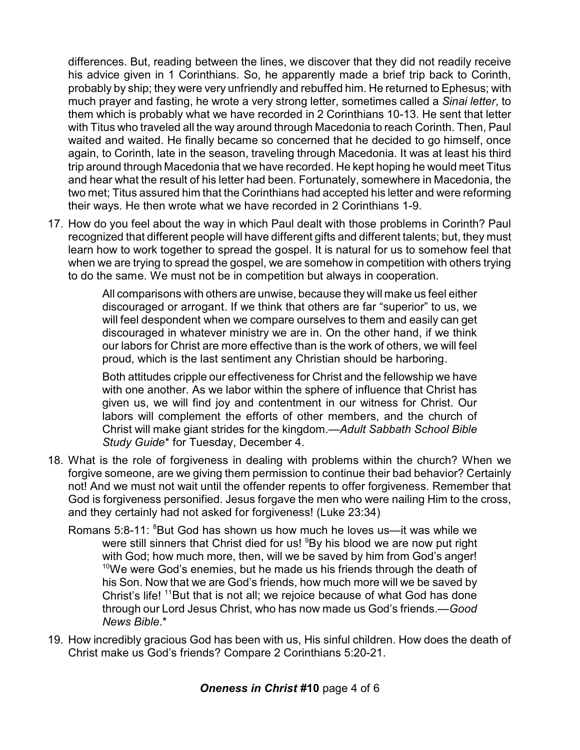differences. But, reading between the lines, we discover that they did not readily receive his advice given in 1 Corinthians. So, he apparently made a brief trip back to Corinth, probably by ship; they were very unfriendly and rebuffed him. He returned to Ephesus; with much prayer and fasting, he wrote a very strong letter, sometimes called a *Sinai letter*, to them which is probably what we have recorded in 2 Corinthians 10-13. He sent that letter with Titus who traveled all the way around through Macedonia to reach Corinth. Then, Paul waited and waited. He finally became so concerned that he decided to go himself, once again, to Corinth, late in the season, traveling through Macedonia. It was at least his third trip around through Macedonia that we have recorded. He kept hoping he would meet Titus and hear what the result of his letter had been. Fortunately, somewhere in Macedonia, the two met; Titus assured him that the Corinthians had accepted his letter and were reforming their ways. He then wrote what we have recorded in 2 Corinthians 1-9.

17. How do you feel about the way in which Paul dealt with those problems in Corinth? Paul recognized that different people will have different gifts and different talents; but, they must learn how to work together to spread the gospel. It is natural for us to somehow feel that when we are trying to spread the gospel, we are somehow in competition with others trying to do the same. We must not be in competition but always in cooperation.

    > All comparisons with others are unwise, because they will make us feel either discouraged or arrogant. If we think that others are far "superior" to us, we will feel despondent when we compare ourselves to them and easily can get discouraged in whatever ministry we are in. On the other hand, if we think our labors for Christ are more effective than is the work of others, we will feel proud, which is the last sentiment any Christian should be harboring.
    >
    > Both attitudes cripple our effectiveness for Christ and the fellowship we have with one another. As we labor within the sphere of influence that Christ has given us, we will find joy and contentment in our witness for Christ. Our labors will complement the efforts of other members, and the church of Christ will make giant strides for the kingdom.—*Adult Sabbath School Bible Study Guide*\* for Tuesday, December 4.

18. What is the role of forgiveness in dealing with problems within the church? When we forgive someone, are we giving them permission to continue their bad behavior? Certainly not! And we must not wait until the offender repents to offer forgiveness. Remember that God is forgiveness personified. Jesus forgave the men who were nailing Him to the cross, and they certainly had not asked for forgiveness! (Luke 23:34)

    Romans 5:8-11: [8]But God has shown us how much he loves us—it was while we were still sinners that Christ died for us! [9]By his blood we are now put right with God; how much more, then, will we be saved by him from God's anger! [10]We were God's enemies, but he made us his friends through the death of his Son. Now that we are God's friends, how much more will we be saved by Christ's life! [11]But that is not all; we rejoice because of what God has done through our Lord Jesus Christ, who has now made us God's friends.—*Good News Bible*.\*

19. How incredibly gracious God has been with us, His sinful children. How does the death of Christ make us God's friends? Compare 2 Corinthians 5:20-21.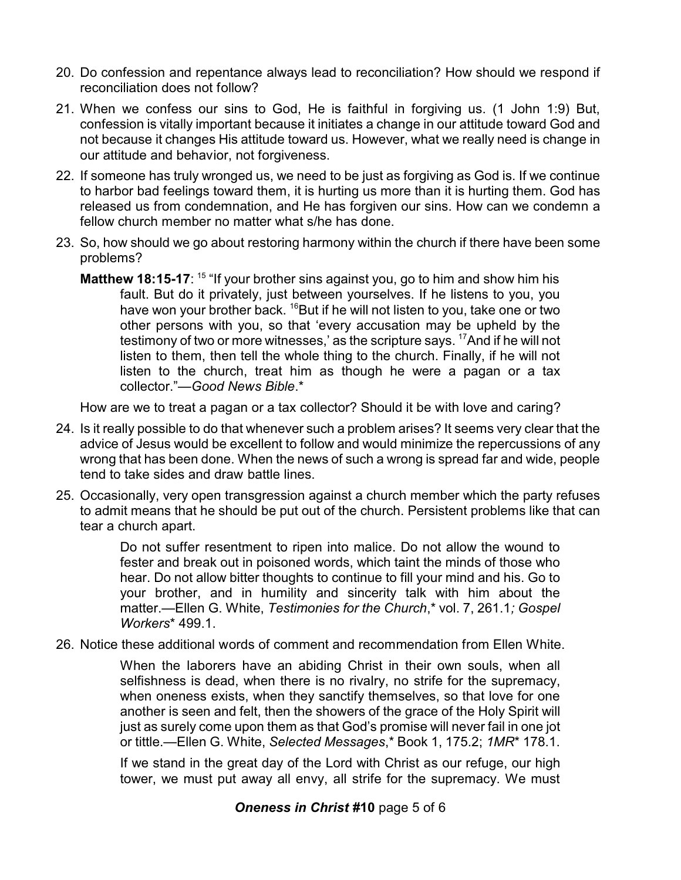20. Do confession and repentance always lead to reconciliation? How should we respond if reconciliation does not follow?

21. When we confess our sins to God, He is faithful in forgiving us. (1 John 1:9) But, confession is vitally important because it initiates a change in our attitude toward God and not because it changes His attitude toward us. However, what we really need is change in our attitude and behavior, not forgiveness.

22. If someone has truly wronged us, we need to be just as forgiving as God is. If we continue to harbor bad feelings toward them, it is hurting us more than it is hurting them. God has released us from condemnation, and He has forgiven our sins. How can we condemn a fellow church member no matter what s/he has done.

23. So, how should we go about restoring harmony within the church if there have been some problems?

    **Matthew 18:15-17**: [15] "If your brother sins against you, go to him and show him his fault. But do it privately, just between yourselves. If he listens to you, you have won your brother back. [16]But if he will not listen to you, take one or two other persons with you, so that 'every accusation may be upheld by the testimony of two or more witnesses,' as the scripture says. [17]And if he will not listen to them, then tell the whole thing to the church. Finally, if he will not listen to the church, treat him as though he were a pagan or a tax collector."—*Good News Bible*.*

    How are we to treat a pagan or a tax collector? Should it be with love and caring?

24. Is it really possible to do that whenever such a problem arises? It seems very clear that the advice of Jesus would be excellent to follow and would minimize the repercussions of any wrong that has been done. When the news of such a wrong is spread far and wide, people tend to take sides and draw battle lines.

25. Occasionally, very open transgression against a church member which the party refuses to admit means that he should be put out of the church. Persistent problems like that can tear a church apart.

    > Do not suffer resentment to ripen into malice. Do not allow the wound to fester and break out in poisoned words, which taint the minds of those who hear. Do not allow bitter thoughts to continue to fill your mind and his. Go to your brother, and in humility and sincerity talk with him about the matter.—Ellen G. White, *Testimonies for the Church*,* vol. 7, 261.1*; Gospel Workers** 499.1.

26. Notice these additional words of comment and recommendation from Ellen White.

    > When the laborers have an abiding Christ in their own souls, when all selfishness is dead, when there is no rivalry, no strife for the supremacy, when oneness exists, when they sanctify themselves, so that love for one another is seen and felt, then the showers of the grace of the Holy Spirit will just as surely come upon them as that God's promise will never fail in one jot or tittle.—Ellen G. White, *Selected Messages*,* Book 1, 175.2; *1MR** 178.1.

    > If we stand in the great day of the Lord with Christ as our refuge, our high tower, we must put away all envy, all strife for the supremacy. We must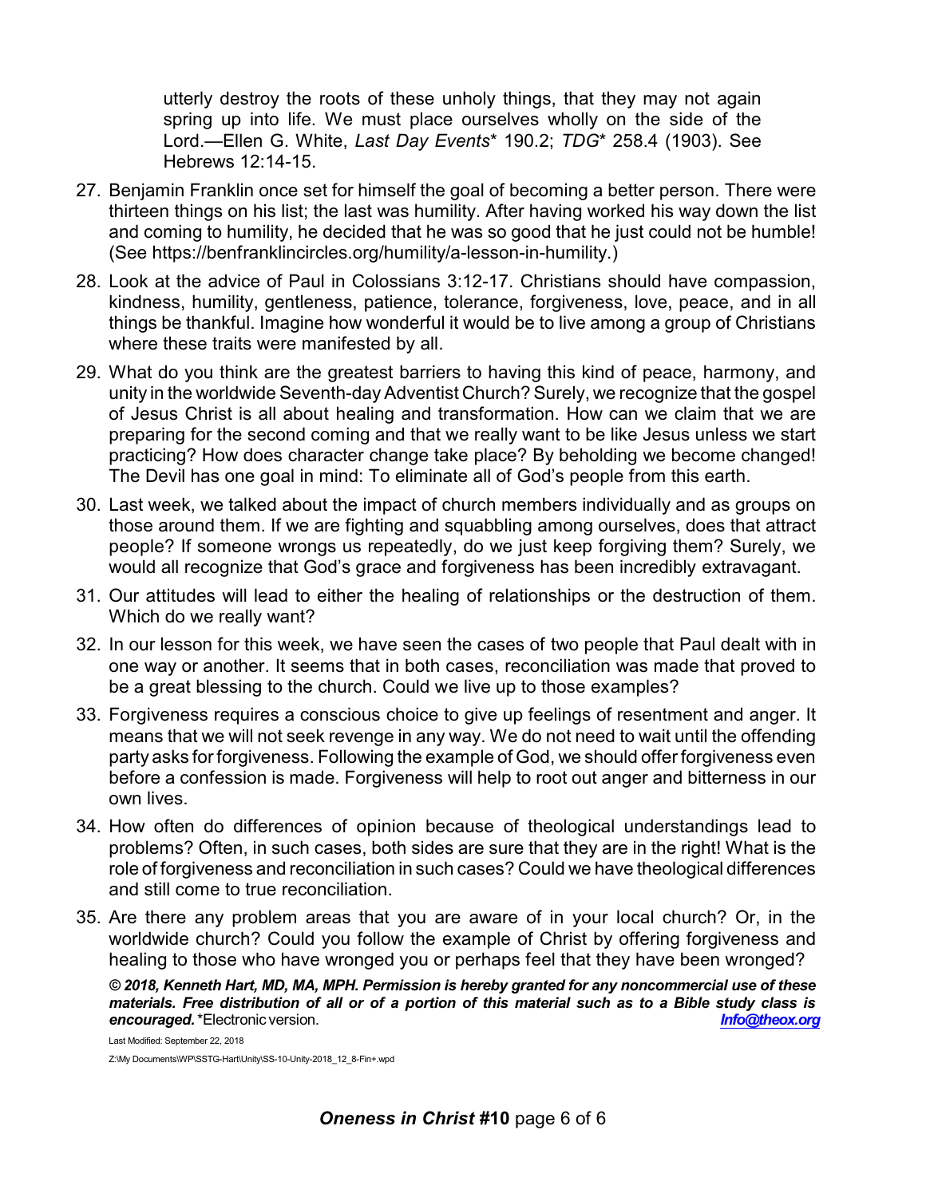utterly destroy the roots of these unholy things, that they may not again spring up into life. We must place ourselves wholly on the side of the Lord.—Ellen G. White, *Last Day Events** 190.2; *TDG** 258.4 (1903). See Hebrews 12:14-15.

27. Benjamin Franklin once set for himself the goal of becoming a better person. There were thirteen things on his list; the last was humility. After having worked his way down the list and coming to humility, he decided that he was so good that he just could not be humble! (See https://benfranklincircles.org/humility/a-lesson-in-humility.)

28. Look at the advice of Paul in Colossians 3:12-17. Christians should have compassion, kindness, humility, gentleness, patience, tolerance, forgiveness, love, peace, and in all things be thankful. Imagine how wonderful it would be to live among a group of Christians where these traits were manifested by all.

29. What do you think are the greatest barriers to having this kind of peace, harmony, and unity in the worldwide Seventh-day Adventist Church? Surely, we recognize that the gospel of Jesus Christ is all about healing and transformation. How can we claim that we are preparing for the second coming and that we really want to be like Jesus unless we start practicing? How does character change take place? By beholding we become changed! The Devil has one goal in mind: To eliminate all of God's people from this earth.

30. Last week, we talked about the impact of church members individually and as groups on those around them. If we are fighting and squabbling among ourselves, does that attract people? If someone wrongs us repeatedly, do we just keep forgiving them? Surely, we would all recognize that God's grace and forgiveness has been incredibly extravagant.

31. Our attitudes will lead to either the healing of relationships or the destruction of them. Which do we really want?

32. In our lesson for this week, we have seen the cases of two people that Paul dealt with in one way or another. It seems that in both cases, reconciliation was made that proved to be a great blessing to the church. Could we live up to those examples?

33. Forgiveness requires a conscious choice to give up feelings of resentment and anger. It means that we will not seek revenge in any way. We do not need to wait until the offending party asks for forgiveness. Following the example of God, we should offer forgiveness even before a confession is made. Forgiveness will help to root out anger and bitterness in our own lives.

34. How often do differences of opinion because of theological understandings lead to problems? Often, in such cases, both sides are sure that they are in the right! What is the role of forgiveness and reconciliation in such cases? Could we have theological differences and still come to true reconciliation.

35. Are there any problem areas that you are aware of in your local church? Or, in the worldwide church? Could you follow the example of Christ by offering forgiveness and healing to those who have wronged you or perhaps feel that they have been wronged?

***© 2018, Kenneth Hart, MD, MA, MPH. Permission is hereby granted for any noncommercial use of these materials. Free distribution of all or of a portion of this material such as to a Bible study class is encouraged.*** *Electronic version. ***Info@theox.org***

Last Modified: September 22, 2018

Z:\My Documents\WP\SSTG-Hart\Unity\SS-10-Unity-2018_12_8-Fin+.wpd